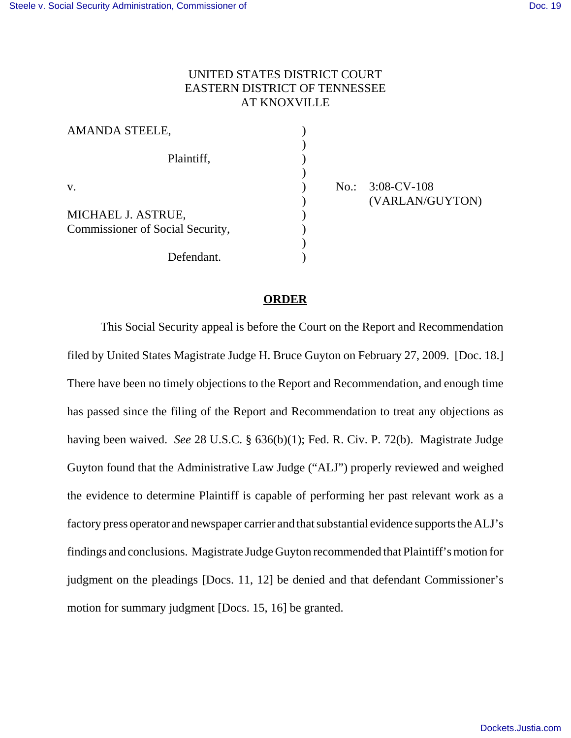UNITED STATES DISTRICT COURT
EASTERN DISTRICT OF TENNESSEE
AT KNOXVILLE

| | | |
|---|---|---|
| AMANDA STEELE, | ) | |
| | ) | |
| Plaintiff, | ) | |
| | ) | |
| v. | ) | No.: 3:08-CV-108 |
| | ) | (VARLAN/GUYTON) |
| MICHAEL J. ASTRUE, | ) | |
| Commissioner of Social Security, | ) | |
| | ) | |
| Defendant. | ) | |

## **ORDER**

This Social Security appeal is before the Court on the Report and Recommendation filed by United States Magistrate Judge H. Bruce Guyton on February 27, 2009. [Doc. 18.] There have been no timely objections to the Report and Recommendation, and enough time has passed since the filing of the Report and Recommendation to treat any objections as having been waived. *See* 28 U.S.C. § 636(b)(1); Fed. R. Civ. P. 72(b). Magistrate Judge Guyton found that the Administrative Law Judge ("ALJ") properly reviewed and weighed the evidence to determine Plaintiff is capable of performing her past relevant work as a factory press operator and newspaper carrier and that substantial evidence supports the ALJ's findings and conclusions. Magistrate Judge Guyton recommended that Plaintiff's motion for judgment on the pleadings [Docs. 11, 12] be denied and that defendant Commissioner's motion for summary judgment [Docs. 15, 16] be granted.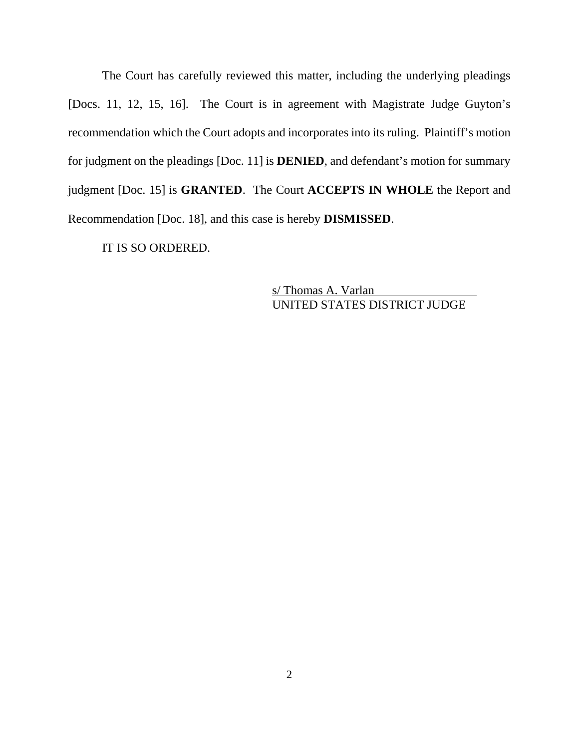The Court has carefully reviewed this matter, including the underlying pleadings [Docs. 11, 12, 15, 16]. The Court is in agreement with Magistrate Judge Guyton's recommendation which the Court adopts and incorporates into its ruling. Plaintiff's motion for judgment on the pleadings [Doc. 11] is **DENIED**, and defendant's motion for summary judgment [Doc. 15] is **GRANTED**. The Court **ACCEPTS IN WHOLE** the Report and Recommendation [Doc. 18], and this case is hereby **DISMISSED**.

IT IS SO ORDERED.

s/ Thomas A. Varlan
UNITED STATES DISTRICT JUDGE